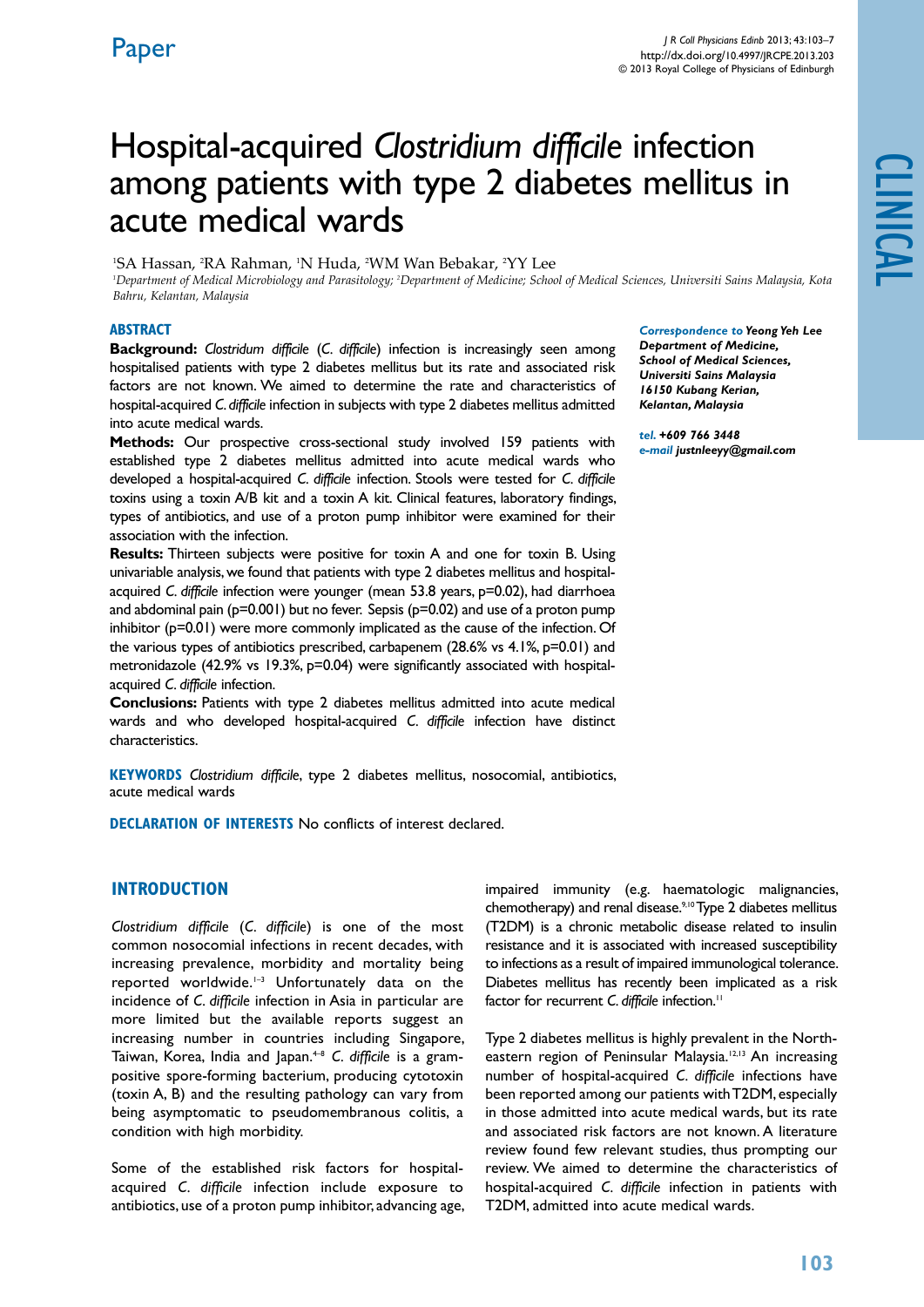Paper

CLINICAL

# Hospital-acquired *Clostridium difficile* infection among patients with type 2 diabetes mellitus in acute medical wards

[1]SA Hassan, [2]RA Rahman, [1]N Huda, [2]WM Wan Bebakar, [2]YY Lee

*[1]Department of Medical Microbiology and Parasitology; [2]Department of Medicine; School of Medical Sciences, Universiti Sains Malaysia, Kota Bahru, Kelantan, Malaysia*

## ABSTRACT

**Background:** *Clostridium difficile* (*C. difficile*) infection is increasingly seen among hospitalised patients with type 2 diabetes mellitus but its rate and associated risk factors are not known. We aimed to determine the rate and characteristics of hospital-acquired *C. difficile* infection in subjects with type 2 diabetes mellitus admitted into acute medical wards.

**Methods:** Our prospective cross-sectional study involved 159 patients with established type 2 diabetes mellitus admitted into acute medical wards who developed a hospital-acquired *C. difficile* infection. Stools were tested for *C. difficile* toxins using a toxin A/B kit and a toxin A kit. Clinical features, laboratory findings, types of antibiotics, and use of a proton pump inhibitor were examined for their association with the infection.

**Results:** Thirteen subjects were positive for toxin A and one for toxin B. Using univariable analysis, we found that patients with type 2 diabetes mellitus and hospital-acquired *C. difficile* infection were younger (mean 53.8 years, p=0.02), had diarrhoea and abdominal pain (p=0.001) but no fever. Sepsis (p=0.02) and use of a proton pump inhibitor (p=0.01) were more commonly implicated as the cause of the infection. Of the various types of antibiotics prescribed, carbapenem (28.6% vs 4.1%, p=0.01) and metronidazole (42.9% vs 19.3%, p=0.04) were significantly associated with hospital-acquired *C. difficile* infection.

**Conclusions:** Patients with type 2 diabetes mellitus admitted into acute medical wards and who developed hospital-acquired *C. difficile* infection have distinct characteristics.

**KEYWORDS** *Clostridium difficile*, type 2 diabetes mellitus, nosocomial, antibiotics, acute medical wards

**DECLARATION OF INTERESTS** No conflicts of interest declared.

*Correspondence to* ***Yeong Yeh Lee***
***Department of Medicine,***
***School of Medical Sciences,***
***Universiti Sains Malaysia***
***16150 Kubang Kerian,***
***Kelantan, Malaysia***

*tel.* ***+609 766 3448***
*e-mail* ***justnleeyy@gmail.com***

## INTRODUCTION

*Clostridium difficile* (*C. difficile*) is one of the most common nosocomial infections in recent decades, with increasing prevalence, morbidity and mortality being reported worldwide.[1–3] Unfortunately data on the incidence of *C. difficile* infection in Asia in particular are more limited but the available reports suggest an increasing number in countries including Singapore, Taiwan, Korea, India and Japan.[4–8] *C. difficile* is a gram-positive spore-forming bacterium, producing cytotoxin (toxin A, B) and the resulting pathology can vary from being asymptomatic to pseudomembranous colitis, a condition with high morbidity.

Some of the established risk factors for hospital-acquired *C. difficile* infection include exposure to antibiotics, use of a proton pump inhibitor, advancing age, impaired immunity (e.g. haematologic malignancies, chemotherapy) and renal disease.[9,10] Type 2 diabetes mellitus (T2DM) is a chronic metabolic disease related to insulin resistance and it is associated with increased susceptibility to infections as a result of impaired immunological tolerance. Diabetes mellitus has recently been implicated as a risk factor for recurrent *C. difficile* infection.[11]

Type 2 diabetes mellitus is highly prevalent in the North-eastern region of Peninsular Malaysia.[12,13] An increasing number of hospital-acquired *C. difficile* infections have been reported among our patients with T2DM, especially in those admitted into acute medical wards, but its rate and associated risk factors are not known. A literature review found few relevant studies, thus prompting our review. We aimed to determine the characteristics of hospital-acquired *C. difficile* infection in patients with T2DM, admitted into acute medical wards.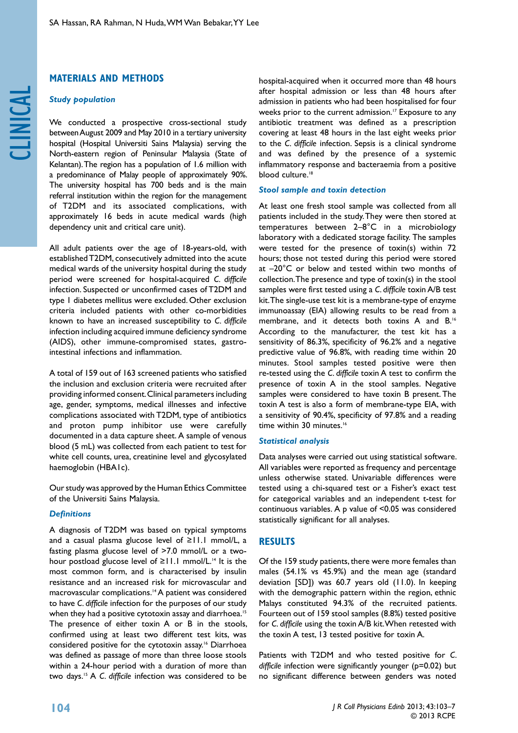## MATERIALS AND METHODS

### Study population

We conducted a prospective cross-sectional study between August 2009 and May 2010 in a tertiary university hospital (Hospital Universiti Sains Malaysia) serving the North-eastern region of Peninsular Malaysia (State of Kelantan). The region has a population of 1.6 million with a predominance of Malay people of approximately 90%. The university hospital has 700 beds and is the main referral institution within the region for the management of T2DM and its associated complications, with approximately 16 beds in acute medical wards (high dependency unit and critical care unit).

All adult patients over the age of 18-years-old, with established T2DM, consecutively admitted into the acute medical wards of the university hospital during the study period were screened for hospital-acquired *C. difficile* infection. Suspected or unconfirmed cases of T2DM and type I diabetes mellitus were excluded. Other exclusion criteria included patients with other co-morbidities known to have an increased susceptibility to *C. difficile* infection including acquired immune deficiency syndrome (AIDS), other immune-compromised states, gastro-intestinal infections and inflammation.

A total of 159 out of 163 screened patients who satisfied the inclusion and exclusion criteria were recruited after providing informed consent. Clinical parameters including age, gender, symptoms, medical illnesses and infective complications associated with T2DM, type of antibiotics and proton pump inhibitor use were carefully documented in a data capture sheet. A sample of venous blood (5 mL) was collected from each patient to test for white cell counts, urea, creatinine level and glycosylated haemoglobin (HBA1c).

Our study was approved by the Human Ethics Committee of the Universiti Sains Malaysia.

### Definitions

A diagnosis of T2DM was based on typical symptoms and a casual plasma glucose level of ≥11.1 mmol/L, a fasting plasma glucose level of >7.0 mmol/L or a two-hour postload glucose level of ≥11.1 mmol/L.[14] It is the most common form, and is characterised by insulin resistance and an increased risk for microvascular and macrovascular complications.[14] A patient was considered to have *C. difficile* infection for the purposes of our study when they had a positive cytotoxin assay and diarrhoea.[15] The presence of either toxin A or B in the stools, confirmed using at least two different test kits, was considered positive for the cytotoxin assay.[16] Diarrhoea was defined as passage of more than three loose stools within a 24-hour period with a duration of more than two days.[15] A *C. difficile* infection was considered to be hospital-acquired when it occurred more than 48 hours after hospital admission or less than 48 hours after admission in patients who had been hospitalised for four weeks prior to the current admission.[17] Exposure to any antibiotic treatment was defined as a prescription covering at least 48 hours in the last eight weeks prior to the *C. difficile* infection. Sepsis is a clinical syndrome and was defined by the presence of a systemic inflammatory response and bacteraemia from a positive blood culture.[18]

### Stool sample and toxin detection

At least one fresh stool sample was collected from all patients included in the study. They were then stored at temperatures between 2–8°C in a microbiology laboratory with a dedicated storage facility. The samples were tested for the presence of toxin(s) within 72 hours; those not tested during this period were stored at –20°C or below and tested within two months of collection. The presence and type of toxin(s) in the stool samples were first tested using a *C. difficile* toxin A/B test kit. The single-use test kit is a membrane-type of enzyme immunoassay (EIA) allowing results to be read from a membrane, and it detects both toxins A and B.[16] According to the manufacturer, the test kit has a sensitivity of 86.3%, specificity of 96.2% and a negative predictive value of 96.8%, with reading time within 20 minutes. Stool samples tested positive were then re-tested using the *C. difficile* toxin A test to confirm the presence of toxin A in the stool samples. Negative samples were considered to have toxin B present. The toxin A test is also a form of membrane-type EIA, with a sensitivity of 90.4%, specificity of 97.8% and a reading time within 30 minutes.[16]

### Statistical analysis

Data analyses were carried out using statistical software. All variables were reported as frequency and percentage unless otherwise stated. Univariable differences were tested using a chi-squared test or a Fisher's exact test for categorical variables and an independent t-test for continuous variables. A p value of <0.05 was considered statistically significant for all analyses.

## RESULTS

Of the 159 study patients, there were more females than males (54.1% vs 45.9%) and the mean age (standard deviation [SD]) was 60.7 years old (11.0). In keeping with the demographic pattern within the region, ethnic Malays constituted 94.3% of the recruited patients. Fourteen out of 159 stool samples (8.8%) tested positive for *C. difficile* using the toxin A/B kit. When retested with the toxin A test, 13 tested positive for toxin A.

Patients with T2DM and who tested positive for *C. difficile* infection were significantly younger (p=0.02) but no significant difference between genders was noted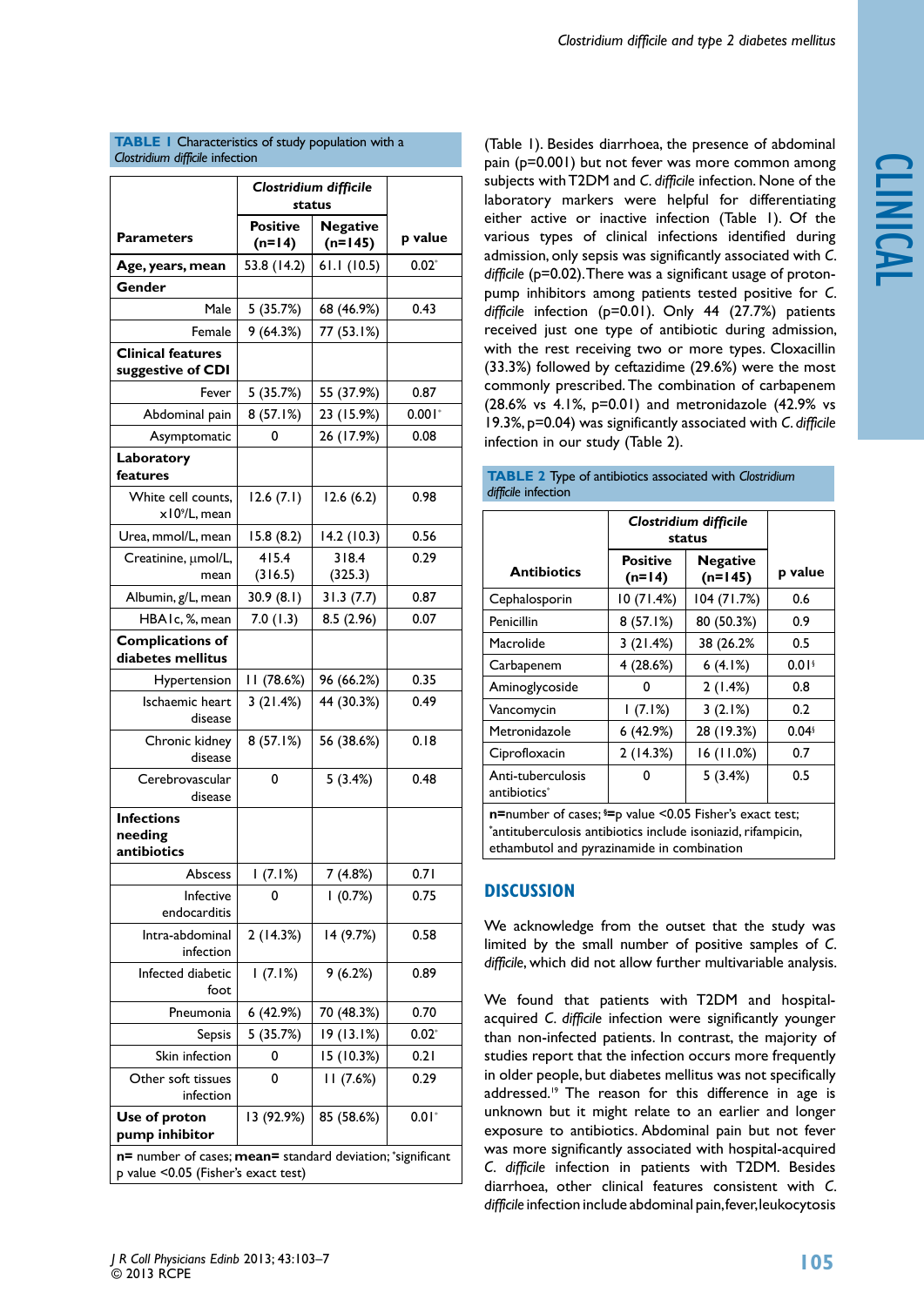**TABLE 1** Characteristics of study population with a *Clostridium difficile* infection

| Parameters | *Clostridium difficile* status | | p value |
|---|---|---|---|
| | Positive (n=14) | Negative (n=145) | |
| **Age, years, mean** | 53.8 (14.2) | 61.1 (10.5) | 0.02* |
| **Gender** | | | |
| Male | 5 (35.7%) | 68 (46.9%) | 0.43 |
| Female | 9 (64.3%) | 77 (53.1%) | |
| **Clinical features suggestive of CDI** | | | |
| Fever | 5 (35.7%) | 55 (37.9%) | 0.87 |
| Abdominal pain | 8 (57.1%) | 23 (15.9%) | 0.001* |
| Asymptomatic | 0 | 26 (17.9%) | 0.08 |
| **Laboratory features** | | | |
| White cell counts, $\times 10^9$/L, mean | 12.6 (7.1) | 12.6 (6.2) | 0.98 |
| Urea, mmol/L, mean | 15.8 (8.2) | 14.2 (10.3) | 0.56 |
| Creatinine, µmol/L, mean | 415.4 (316.5) | 318.4 (325.3) | 0.29 |
| Albumin, g/L, mean | 30.9 (8.1) | 31.3 (7.7) | 0.87 |
| HBA1c, %, mean | 7.0 (1.3) | 8.5 (2.96) | 0.07 |
| **Complications of diabetes mellitus** | | | |
| Hypertension | 11 (78.6%) | 96 (66.2%) | 0.35 |
| Ischaemic heart disease | 3 (21.4%) | 44 (30.3%) | 0.49 |
| Chronic kidney disease | 8 (57.1%) | 56 (38.6%) | 0.18 |
| Cerebrovascular disease | 0 | 5 (3.4%) | 0.48 |
| **Infections needing antibiotics** | | | |
| Abscess | 1 (7.1%) | 7 (4.8%) | 0.71 |
| Infective endocarditis | 0 | 1 (0.7%) | 0.75 |
| Intra-abdominal infection | 2 (14.3%) | 14 (9.7%) | 0.58 |
| Infected diabetic foot | 1 (7.1%) | 9 (6.2%) | 0.89 |
| Pneumonia | 6 (42.9%) | 70 (48.3%) | 0.70 |
| Sepsis | 5 (35.7%) | 19 (13.1%) | 0.02* |
| Skin infection | 0 | 15 (10.3%) | 0.21 |
| Other soft tissues infection | 0 | 11 (7.6%) | 0.29 |
| **Use of proton pump inhibitor** | 13 (92.9%) | 85 (58.6%) | 0.01* |

**n=** number of cases; **mean=** standard deviation; *significant p value <0.05 (Fisher's exact test)

(Table 1). Besides diarrhoea, the presence of abdominal pain (p=0.001) but not fever was more common among subjects with T2DM and *C. difficile* infection. None of the laboratory markers were helpful for differentiating either active or inactive infection (Table 1). Of the various types of clinical infections identified during admission, only sepsis was significantly associated with *C. difficile* (p=0.02). There was a significant usage of proton-pump inhibitors among patients tested positive for *C. difficile* infection (p=0.01). Only 44 (27.7%) patients received just one type of antibiotic during admission, with the rest receiving two or more types. Cloxacillin (33.3%) followed by ceftazidime (29.6%) were the most commonly prescribed. The combination of carbapenem (28.6% vs 4.1%, p=0.01) and metronidazole (42.9% vs 19.3%, p=0.04) was significantly associated with *C. difficile* infection in our study (Table 2).

**TABLE 2** Type of antibiotics associated with *Clostridium difficile* infection

| Antibiotics | *Clostridium difficile* status | | p value |
|---|---|---|---|
| | Positive (n=14) | Negative (n=145) | |
| Cephalosporin | 10 (71.4%) | 104 (71.7%) | 0.6 |
| Penicillin | 8 (57.1%) | 80 (50.3%) | 0.9 |
| Macrolide | 3 (21.4%) | 38 (26.2% | 0.5 |
| Carbapenem | 4 (28.6%) | 6 (4.1%) | 0.01§ |
| Aminoglycoside | 0 | 2 (1.4%) | 0.8 |
| Vancomycin | 1 (7.1%) | 3 (2.1%) | 0.2 |
| Metronidazole | 6 (42.9%) | 28 (19.3%) | 0.04§ |
| Ciprofloxacin | 2 (14.3%) | 16 (11.0%) | 0.7 |
| Anti-tuberculosis antibiotics* | 0 | 5 (3.4%) | 0.5 |

**n**=number of cases; **§**=p value <0.05 Fisher's exact test; *antituberculosis antibiotics include isoniazid, rifampicin, ethambutol and pyrazinamide in combination

## DISCUSSION

We acknowledge from the outset that the study was limited by the small number of positive samples of *C. difficile*, which did not allow further multivariable analysis.

We found that patients with T2DM and hospital-acquired *C. difficile* infection were significantly younger than non-infected patients. In contrast, the majority of studies report that the infection occurs more frequently in older people, but diabetes mellitus was not specifically addressed.[19] The reason for this difference in age is unknown but it might relate to an earlier and longer exposure to antibiotics. Abdominal pain but not fever was more significantly associated with hospital-acquired *C. difficile* infection in patients with T2DM. Besides diarrhoea, other clinical features consistent with *C. difficile* infection include abdominal pain, fever, leukocytosis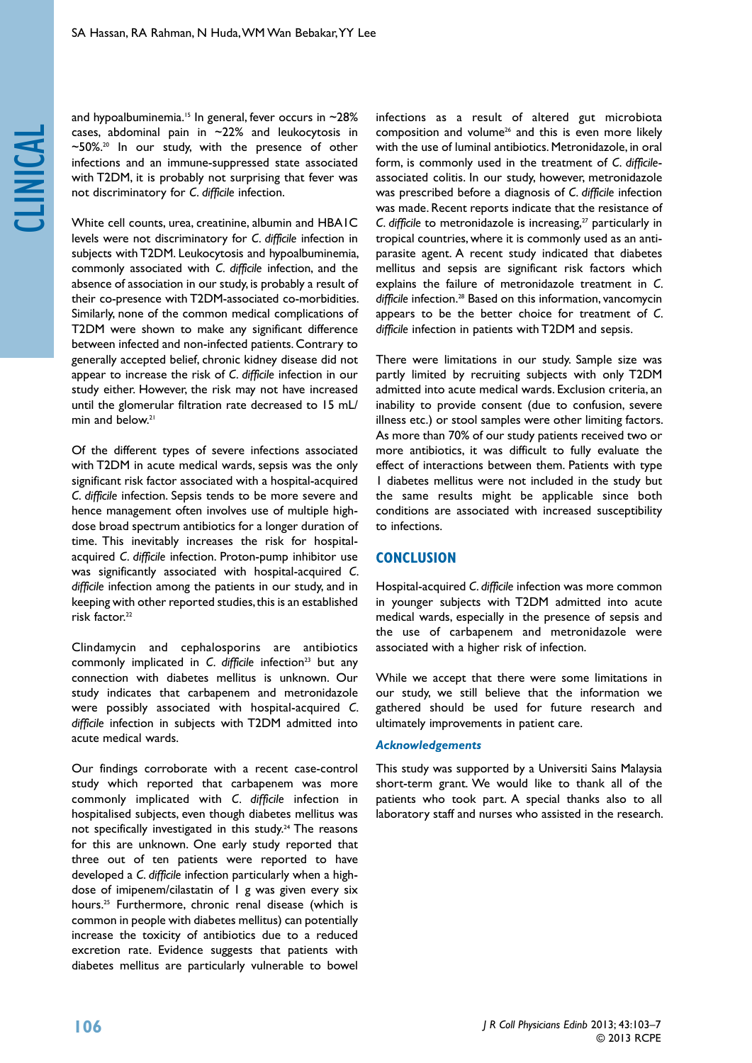and hypoalbuminemia.[15] In general, fever occurs in ~28% cases, abdominal pain in ~22% and leukocytosis in ~50%.[20] In our study, with the presence of other infections and an immune-suppressed state associated with T2DM, it is probably not surprising that fever was not discriminatory for *C. difficile* infection.

White cell counts, urea, creatinine, albumin and HBA1C levels were not discriminatory for *C. difficile* infection in subjects with T2DM. Leukocytosis and hypoalbuminemia, commonly associated with *C. difficile* infection, and the absence of association in our study, is probably a result of their co-presence with T2DM-associated co-morbidities. Similarly, none of the common medical complications of T2DM were shown to make any significant difference between infected and non-infected patients. Contrary to generally accepted belief, chronic kidney disease did not appear to increase the risk of *C. difficile* infection in our study either. However, the risk may not have increased until the glomerular filtration rate decreased to 15 mL/min and below.[21]

Of the different types of severe infections associated with T2DM in acute medical wards, sepsis was the only significant risk factor associated with a hospital-acquired *C. difficile* infection. Sepsis tends to be more severe and hence management often involves use of multiple high-dose broad spectrum antibiotics for a longer duration of time. This inevitably increases the risk for hospital-acquired *C. difficile* infection. Proton-pump inhibitor use was significantly associated with hospital-acquired *C. difficile* infection among the patients in our study, and in keeping with other reported studies, this is an established risk factor.[22]

Clindamycin and cephalosporins are antibiotics commonly implicated in *C. difficile* infection[23] but any connection with diabetes mellitus is unknown. Our study indicates that carbapenem and metronidazole were possibly associated with hospital-acquired *C. difficile* infection in subjects with T2DM admitted into acute medical wards.

Our findings corroborate with a recent case-control study which reported that carbapenem was more commonly implicated with *C. difficile* infection in hospitalised subjects, even though diabetes mellitus was not specifically investigated in this study.[24] The reasons for this are unknown. One early study reported that three out of ten patients were reported to have developed a *C. difficile* infection particularly when a high-dose of imipenem/cilastatin of 1 g was given every six hours.[25] Furthermore, chronic renal disease (which is common in people with diabetes mellitus) can potentially increase the toxicity of antibiotics due to a reduced excretion rate. Evidence suggests that patients with diabetes mellitus are particularly vulnerable to bowel infections as a result of altered gut microbiota composition and volume[26] and this is even more likely with the use of luminal antibiotics. Metronidazole, in oral form, is commonly used in the treatment of *C. difficile*-associated colitis. In our study, however, metronidazole was prescribed before a diagnosis of *C. difficile* infection was made. Recent reports indicate that the resistance of *C. difficile* to metronidazole is increasing,[27] particularly in tropical countries, where it is commonly used as an anti-parasite agent. A recent study indicated that diabetes mellitus and sepsis are significant risk factors which explains the failure of metronidazole treatment in *C. difficile* infection.[28] Based on this information, vancomycin appears to be the better choice for treatment of *C. difficile* infection in patients with T2DM and sepsis.

There were limitations in our study. Sample size was partly limited by recruiting subjects with only T2DM admitted into acute medical wards. Exclusion criteria, an inability to provide consent (due to confusion, severe illness etc.) or stool samples were other limiting factors. As more than 70% of our study patients received two or more antibiotics, it was difficult to fully evaluate the effect of interactions between them. Patients with type 1 diabetes mellitus were not included in the study but the same results might be applicable since both conditions are associated with increased susceptibility to infections.

## CONCLUSION

Hospital-acquired *C. difficile* infection was more common in younger subjects with T2DM admitted into acute medical wards, especially in the presence of sepsis and the use of carbapenem and metronidazole were associated with a higher risk of infection.

While we accept that there were some limitations in our study, we still believe that the information we gathered should be used for future research and ultimately improvements in patient care.

### *Acknowledgements*

This study was supported by a Universiti Sains Malaysia short-term grant. We would like to thank all of the patients who took part. A special thanks also to all laboratory staff and nurses who assisted in the research.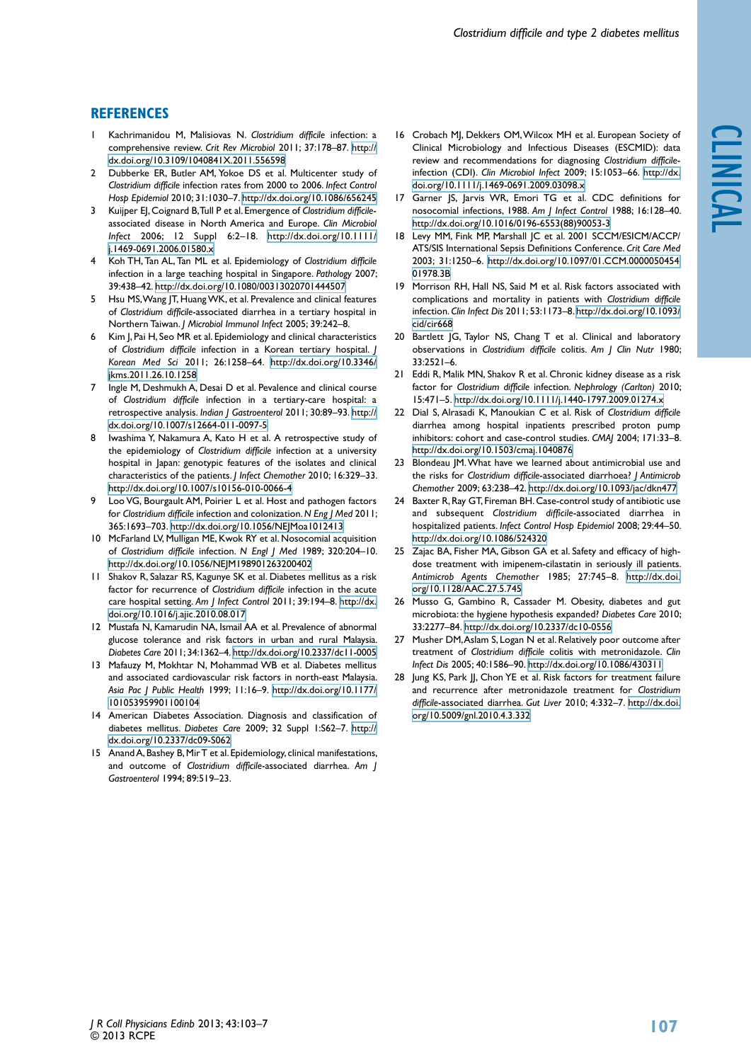## REFERENCES

1. Kachrimanidou M, Malisiovas N. *Clostridium difficile* infection: a comprehensive review. *Crit Rev Microbiol* 2011; 37:178–87. http://dx.doi.org/10.3109/1040841X.2011.556598
2. Dubberke ER, Butler AM, Yokoe DS et al. Multicenter study of *Clostridium difficile* infection rates from 2000 to 2006. *Infect Control Hosp Epidemiol* 2010; 31:1030–7. http://dx.doi.org/10.1086/656245
3. Kuijper EJ, Coignard B, Tull P et al. Emergence of *Clostridium difficile*-associated disease in North America and Europe. *Clin Microbiol Infect* 2006; 12 Suppl 6:2–18. http://dx.doi.org/10.1111/j.1469-0691.2006.01580.x
4. Koh TH, Tan AL, Tan ML et al. Epidemiology of *Clostridium difficile* infection in a large teaching hospital in Singapore. *Pathology* 2007; 39:438–42. http://dx.doi.org/10.1080/00313020701444507
5. Hsu MS, Wang JT, Huang WK, et al. Prevalence and clinical features of *Clostridium difficile*-associated diarrhea in a tertiary hospital in Northern Taiwan. *J Microbiol Immunol Infect* 2005; 39:242–8.
6. Kim J, Pai H, Seo MR et al. Epidemiology and clinical characteristics of *Clostridium difficile* infection in a Korean tertiary hospital. *J Korean Med Sci* 2011; 26:1258–64. http://dx.doi.org/10.3346/jkms.2011.26.10.1258
7. Ingle M, Deshmukh A, Desai D et al. Pevalence and clinical course of *Clostridium difficile* infection in a tertiary-care hospital: a retrospective analysis. *Indian J Gastroenterol* 2011; 30:89–93. http://dx.doi.org/10.1007/s12664-011-0097-5
8. Iwashima Y, Nakamura A, Kato H et al. A retrospective study of the epidemiology of *Clostridium difficile* infection at a university hospital in Japan: genotypic features of the isolates and clinical characteristics of the patients. *J Infect Chemother* 2010; 16:329–33. http://dx.doi.org/10.1007/s10156-010-0066-4
9. Loo VG, Bourgault AM, Poirier L et al. Host and pathogen factors for *Clostridium difficile* infection and colonization. *N Eng J Med* 2011; 365:1693–703. http://dx.doi.org/10.1056/NEJMoa1012413
10. McFarland LV, Mulligan ME, Kwok RY et al. Nosocomial acquisition of *Clostridium difficile* infection. *N Engl J Med* 1989; 320:204–10. http://dx.doi.org/10.1056/NEJM198901263200402
11. Shakov R, Salazar RS, Kagunye SK et al. Diabetes mellitus as a risk factor for recurrence of *Clostridium difficile* infection in the acute care hospital setting. *Am J Infect Control* 2011; 39:194–8. http://dx.doi.org/10.1016/j.ajic.2010.08.017
12. Mustafa N, Kamarudin NA, Ismail AA et al. Prevalence of abnormal glucose tolerance and risk factors in urban and rural Malaysia. *Diabetes Care* 2011; 34:1362–4. http://dx.doi.org/10.2337/dc11-0005
13. Mafauzy M, Mokhtar N, Mohammad WB et al. Diabetes mellitus and associated cardiovascular risk factors in north-east Malaysia. *Asia Pac J Public Health* 1999; 11:16–9. http://dx.doi.org/10.1177/101053959901100104
14. American Diabetes Association. Diagnosis and classification of diabetes mellitus. *Diabetes Care* 2009; 32 Suppl 1:S62–7. http://dx.doi.org/10.2337/dc09-S062
15. Anand A, Bashey B, Mir T et al. Epidemiology, clinical manifestations, and outcome of *Clostridium difficile*-associated diarrhea. *Am J Gastroenterol* 1994; 89:519–23.
16. Crobach MJ, Dekkers OM, Wilcox MH et al. European Society of Clinical Microbiology and Infectious Diseases (ESCMID): data review and recommendations for diagnosing *Clostridium difficile*-infection (CDI). *Clin Microbiol Infect* 2009; 15:1053–66. http://dx.doi.org/10.1111/j.1469-0691.2009.03098.x
17. Garner JS, Jarvis WR, Emori TG et al. CDC definitions for nosocomial infections, 1988. *Am J Infect Control* 1988; 16:128–40. http://dx.doi.org/10.1016/0196-6553(88)90053-3
18. Levy MM, Fink MP, Marshall JC et al. 2001 SCCM/ESICM/ACCP/ATS/SIS International Sepsis Definitions Conference. *Crit Care Med* 2003; 31:1250–6. http://dx.doi.org/10.1097/01.CCM.0000050454.01978.3B
19. Morrison RH, Hall NS, Said M et al. Risk factors associated with complications and mortality in patients with *Clostridium difficile* infection. *Clin Infect Dis* 2011; 53:1173–8. http://dx.doi.org/10.1093/cid/cir668
20. Bartlett JG, Taylor NS, Chang T et al. Clinical and laboratory observations in *Clostridium difficile* colitis. *Am J Clin Nutr* 1980; 33:2521–6.
21. Eddi R, Malik MN, Shakov R et al. Chronic kidney disease as a risk factor for *Clostridium difficile* infection. *Nephrology (Carlton)* 2010; 15:471–5. http://dx.doi.org/10.1111/j.1440-1797.2009.01274.x
22. Dial S, Alrasadi K, Manoukian C et al. Risk of *Clostridium difficile* diarrhea among hospital inpatients prescribed proton pump inhibitors: cohort and case-control studies. *CMAJ* 2004; 171:33–8. http://dx.doi.org/10.1503/cmaj.1040876
23. Bleondeau JM. What have we learned about antimicrobial use and the risks for *Clostridium difficile*-associated diarrhoea? *J Antimicrob Chemother* 2009; 63:238–42. http://dx.doi.org/10.1093/jac/dkn477
24. Baxter R, Ray GT, Fireman BH. Case-control study of antibiotic use and subsequent *Clostridium difficile*-associated diarrhea in hospitalized patients. *Infect Control Hosp Epidemiol* 2008; 29:44–50. http://dx.doi.org/10.1086/524320
25. Zajac BA, Fisher MA, Gibson GA et al. Safety and efficacy of high-dose treatment with imipenem-cilastatin in seriously ill patients. *Antimicrob Agents Chemother* 1985; 27:745–8. http://dx.doi.org/10.1128/AAC.27.5.745
26. Musso G, Gambino R, Cassader M. Obesity, diabetes and gut microbiota: the hygiene hypothesis expanded? *Diabetes Care* 2010; 33:2277–84. http://dx.doi.org/10.2337/dc10-0556
27. Musher DM, Aslam S, Logan N et al. Relatively poor outcome after treatment of *Clostridium difficile* colitis with metronidazole. *Clin Infect Dis* 2005; 40:1586–90. http://dx.doi.org/10.1086/430311
28. Jung KS, Park JJ, Chon YE et al. Risk factors for treatment failure and recurrence after metronidazole treatment for *Clostridium difficile*-associated diarrhea. *Gut Liver* 2010; 4:332–7. http://dx.doi.org/10.5009/gnl.2010.4.3.332